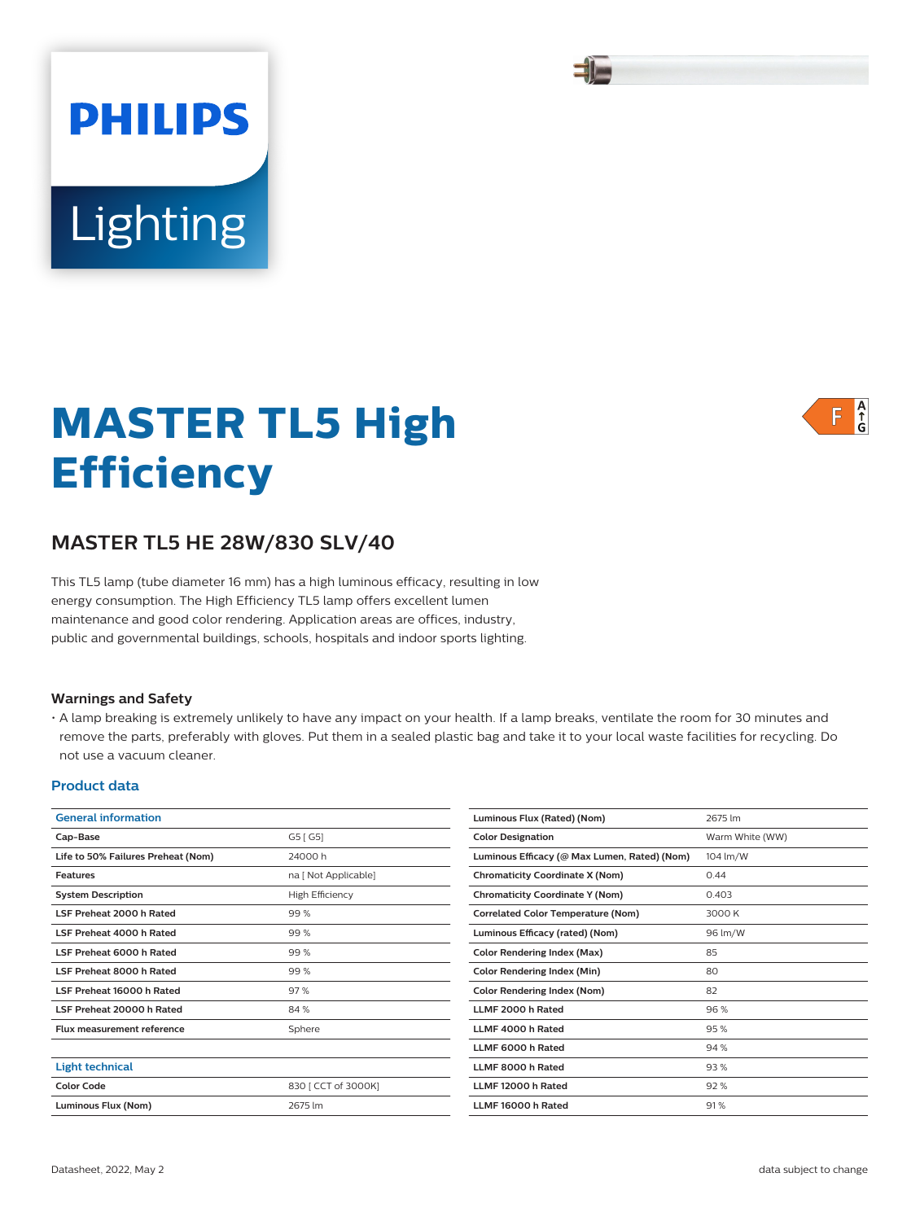PHILIPS

Lighting

# MASTER TL5 High Efficiency

## MASTER TL5 HE 28W/830 SLV/40

This TL5 lamp (tube diameter 16 mm) has a high luminous efficacy, resulting in low energy consumption. The High Efficiency TL5 lamp offers excellent lumen maintenance and good color rendering. Application areas are offices, industry, public and governmental buildings, schools, hospitals and indoor sports lighting.

### Warnings and Safety

- A lamp breaking is extremely unlikely to have any impact on your health. If a lamp breaks, ventilate the room for 30 minutes and remove the parts, preferably with gloves. Put them in a sealed plastic bag and take it to your local waste facilities for recycling. Do not use a vacuum cleaner.

### Product data

| General information | |
|---|---|
| Cap-Base | G5 [ G5] |
| Life to 50% Failures Preheat (Nom) | 24000 h |
| Features | na [ Not Applicable] |
| System Description | High Efficiency |
| LSF Preheat 2000 h Rated | 99 % |
| LSF Preheat 4000 h Rated | 99 % |
| LSF Preheat 6000 h Rated | 99 % |
| LSF Preheat 8000 h Rated | 99 % |
| LSF Preheat 16000 h Rated | 97 % |
| LSF Preheat 20000 h Rated | 84 % |
| Flux measurement reference | Sphere |

| Light technical | |
|---|---|
| Color Code | 830 [ CCT of 3000K] |
| Luminous Flux (Nom) | 2675 lm |
| Luminous Flux (Rated) (Nom) | 2675 lm |
| Color Designation | Warm White (WW) |
| Luminous Efficacy (@ Max Lumen, Rated) (Nom) | 104 lm/W |
| Chromaticity Coordinate X (Nom) | 0.44 |
| Chromaticity Coordinate Y (Nom) | 0.403 |
| Correlated Color Temperature (Nom) | 3000 K |
| Luminous Efficacy (rated) (Nom) | 96 lm/W |
| Color Rendering Index (Max) | 85 |
| Color Rendering Index (Min) | 80 |
| Color Rendering Index (Nom) | 82 |
| LLMF 2000 h Rated | 96 % |
| LLMF 4000 h Rated | 95 % |
| LLMF 6000 h Rated | 94 % |
| LLMF 8000 h Rated | 93 % |
| LLMF 12000 h Rated | 92 % |
| LLMF 16000 h Rated | 91 % |

Datasheet, 2022, May 2

data subject to change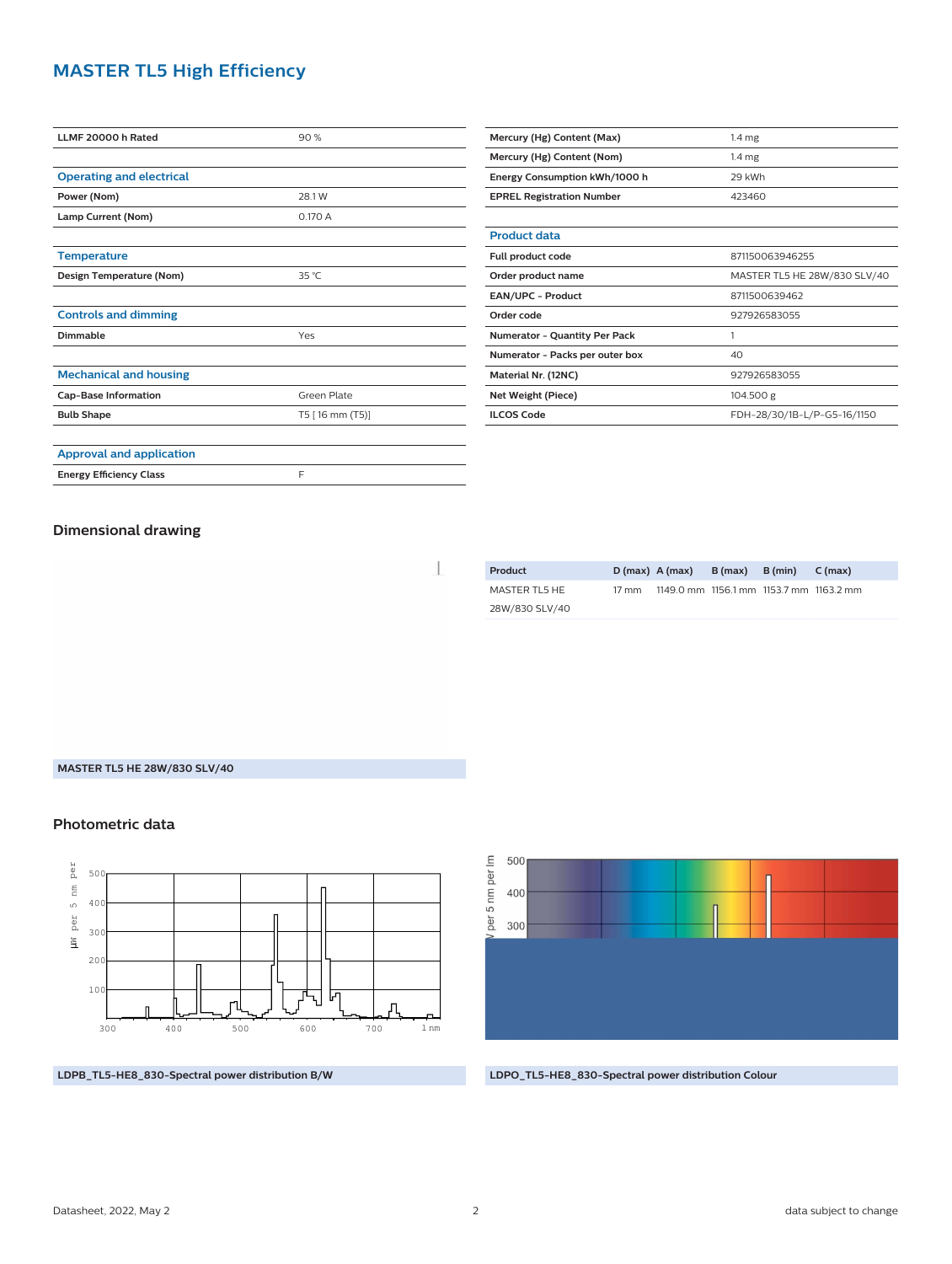## MASTER TL5 High Efficiency

| | |
|---|---|
| LLMF 20000 h Rated | 90 % |

| Operating and electrical | |
|---|---|
| Power (Nom) | 28.1 W |
| Lamp Current (Nom) | 0.170 A |

| Temperature | |
|---|---|
| Design Temperature (Nom) | 35 °C |

| Controls and dimming | |
|---|---|
| Dimmable | Yes |

| Mechanical and housing | |
|---|---|
| Cap-Base Information | Green Plate |
| Bulb Shape | T5 [ 16 mm (T5)] |

| Approval and application | |
|---|---|
| Energy Efficiency Class | F |

| | |
|---|---|
| Mercury (Hg) Content (Max) | 1.4 mg |
| Mercury (Hg) Content (Nom) | 1.4 mg |
| Energy Consumption kWh/1000 h | 29 kWh |
| EPREL Registration Number | 423460 |

| Product data | |
|---|---|
| Full product code | 871150063946255 |
| Order product name | MASTER TL5 HE 28W/830 SLV/40 |
| EAN/UPC - Product | 8711500639462 |
| Order code | 927926583055 |
| Numerator - Quantity Per Pack | 1 |
| Numerator - Packs per outer box | 40 |
| Material Nr. (12NC) | 927926583055 |
| Net Weight (Piece) | 104.500 g |
| ILCOS Code | FDH-28/30/1B-L/P-G5-16/1150 |

### Dimensional drawing

| Product | D (max) | A (max) | B (max) | B (min) | C (max) |
|---|---|---|---|---|---|
| MASTER TL5 HE 28W/830 SLV/40 | 17 mm | 1149.0 mm | 1156.1 mm | 1153.7 mm | 1163.2 mm |

MASTER TL5 HE 28W/830 SLV/40

### Photometric data

LDPB_TL5-HE8_830-Spectral power distribution B/W

LDPO_TL5-HE8_830-Spectral power distribution Colour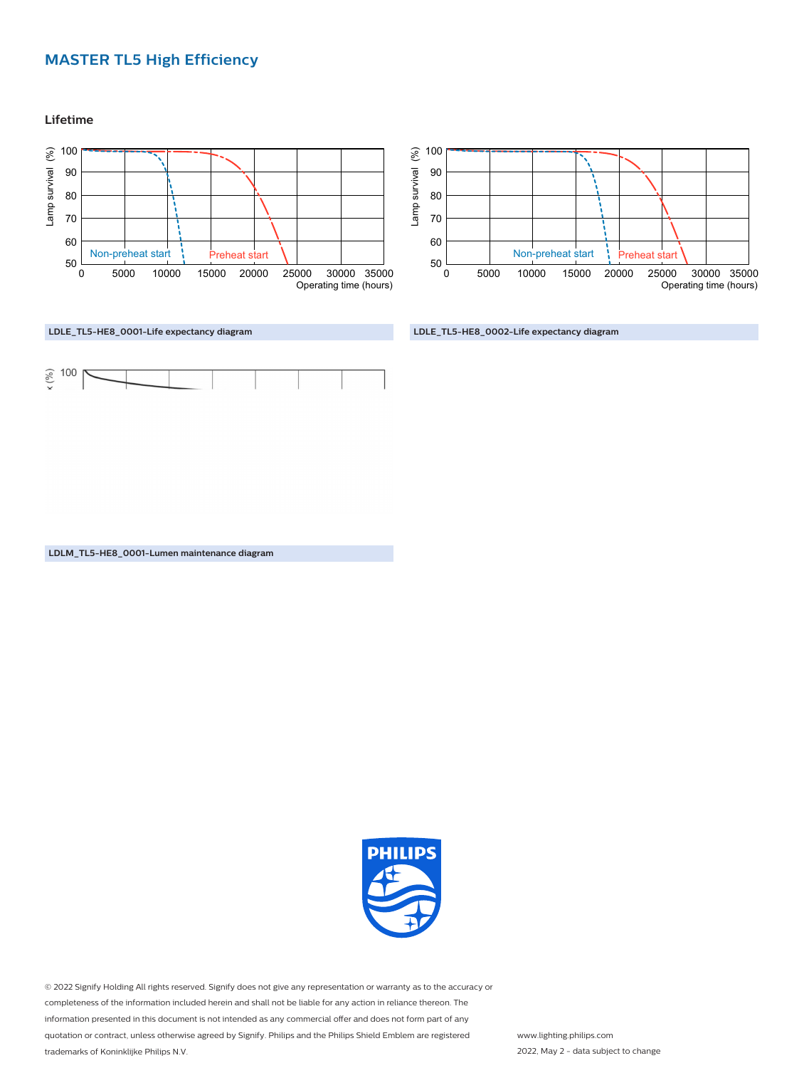## MASTER TL5 High Efficiency

### Lifetime

Lamp survival (%)
100
90
80
70
60
50
0 5000 10000 15000 20000 25000 30000 35000
Operating time (hours)
Non-preheat start
Preheat start

**LDLE_TL5-HE8_0001-Life expectancy diagram**

Lamp survival (%)
100
90
80
70
60
50
0 5000 10000 15000 20000 25000 30000 35000
Operating time (hours)
Non-preheat start
Preheat start

**LDLE_TL5-HE8_0002-Life expectancy diagram**

(%) 100

**LDLM_TL5-HE8_0001-Lumen maintenance diagram**

© 2022 Signify Holding All rights reserved. Signify does not give any representation or warranty as to the accuracy or completeness of the information included herein and shall not be liable for any action in reliance thereon. The information presented in this document is not intended as any commercial offer and does not form part of any quotation or contract, unless otherwise agreed by Signify. Philips and the Philips Shield Emblem are registered trademarks of Koninklijke Philips N.V.

www.lighting.philips.com
2022, May 2 - data subject to change